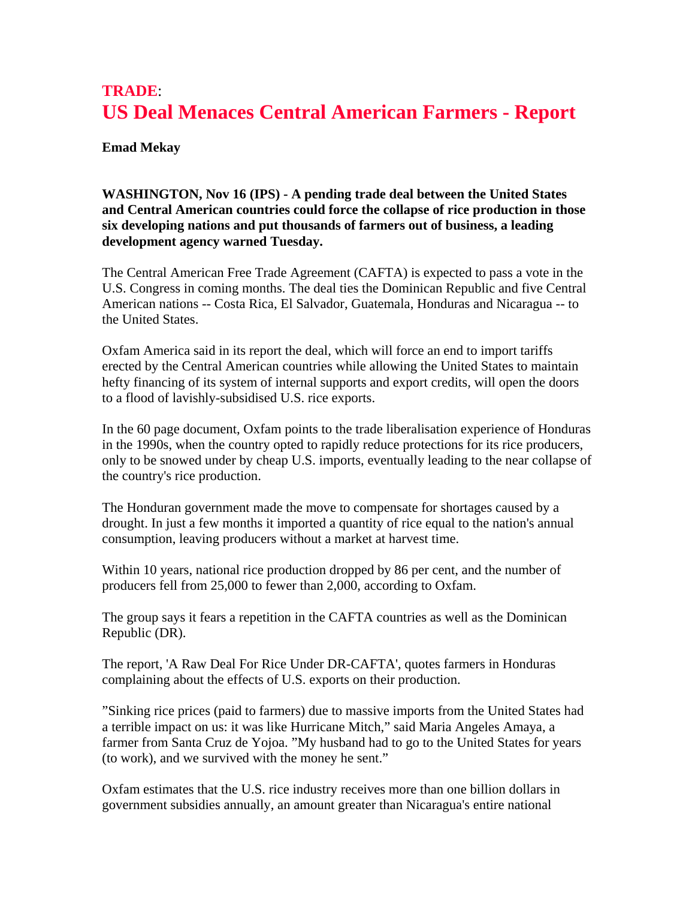**TRADE**:

# US Deal Menaces Central American Farmers - Report

**Emad Mekay**

**WASHINGTON, Nov 16 (IPS) - A pending trade deal between the United States and Central American countries could force the collapse of rice production in those six developing nations and put thousands of farmers out of business, a leading development agency warned Tuesday.**

The Central American Free Trade Agreement (CAFTA) is expected to pass a vote in the U.S. Congress in coming months. The deal ties the Dominican Republic and five Central American nations -- Costa Rica, El Salvador, Guatemala, Honduras and Nicaragua -- to the United States.

Oxfam America said in its report the deal, which will force an end to import tariffs erected by the Central American countries while allowing the United States to maintain hefty financing of its system of internal supports and export credits, will open the doors to a flood of lavishly-subsidised U.S. rice exports.

In the 60 page document, Oxfam points to the trade liberalisation experience of Honduras in the 1990s, when the country opted to rapidly reduce protections for its rice producers, only to be snowed under by cheap U.S. imports, eventually leading to the near collapse of the country's rice production.

The Honduran government made the move to compensate for shortages caused by a drought. In just a few months it imported a quantity of rice equal to the nation's annual consumption, leaving producers without a market at harvest time.

Within 10 years, national rice production dropped by 86 per cent, and the number of producers fell from 25,000 to fewer than 2,000, according to Oxfam.

The group says it fears a repetition in the CAFTA countries as well as the Dominican Republic (DR).

The report, 'A Raw Deal For Rice Under DR-CAFTA', quotes farmers in Honduras complaining about the effects of U.S. exports on their production.

"Sinking rice prices (paid to farmers) due to massive imports from the United States had a terrible impact on us: it was like Hurricane Mitch," said Maria Angeles Amaya, a farmer from Santa Cruz de Yojoa. "My husband had to go to the United States for years (to work), and we survived with the money he sent."

Oxfam estimates that the U.S. rice industry receives more than one billion dollars in government subsidies annually, an amount greater than Nicaragua's entire national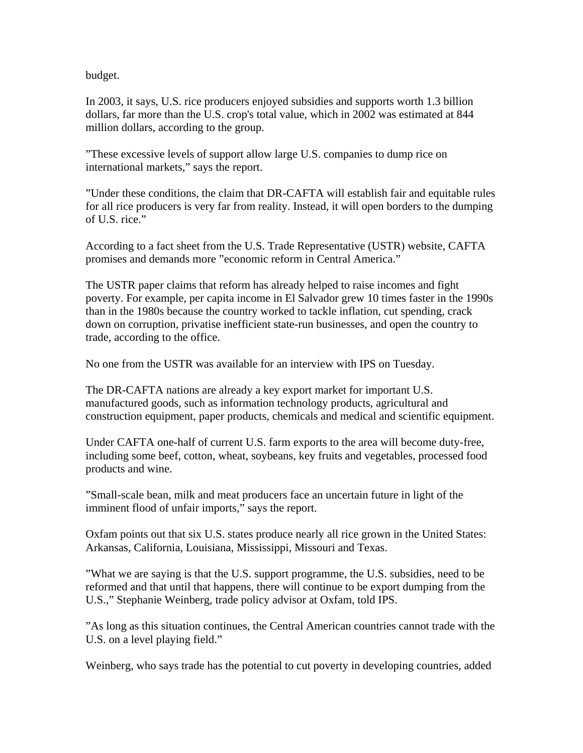budget.

In 2003, it says, U.S. rice producers enjoyed subsidies and supports worth 1.3 billion dollars, far more than the U.S. crop's total value, which in 2002 was estimated at 844 million dollars, according to the group.

”These excessive levels of support allow large U.S. companies to dump rice on international markets,” says the report.

”Under these conditions, the claim that DR-CAFTA will establish fair and equitable rules for all rice producers is very far from reality. Instead, it will open borders to the dumping of U.S. rice.”

According to a fact sheet from the U.S. Trade Representative (USTR) website, CAFTA promises and demands more ”economic reform in Central America.”

The USTR paper claims that reform has already helped to raise incomes and fight poverty. For example, per capita income in El Salvador grew 10 times faster in the 1990s than in the 1980s because the country worked to tackle inflation, cut spending, crack down on corruption, privatise inefficient state-run businesses, and open the country to trade, according to the office.

No one from the USTR was available for an interview with IPS on Tuesday.

The DR-CAFTA nations are already a key export market for important U.S. manufactured goods, such as information technology products, agricultural and construction equipment, paper products, chemicals and medical and scientific equipment.

Under CAFTA one-half of current U.S. farm exports to the area will become duty-free, including some beef, cotton, wheat, soybeans, key fruits and vegetables, processed food products and wine.

”Small-scale bean, milk and meat producers face an uncertain future in light of the imminent flood of unfair imports,” says the report.

Oxfam points out that six U.S. states produce nearly all rice grown in the United States: Arkansas, California, Louisiana, Mississippi, Missouri and Texas.

”What we are saying is that the U.S. support programme, the U.S. subsidies, need to be reformed and that until that happens, there will continue to be export dumping from the U.S.,” Stephanie Weinberg, trade policy advisor at Oxfam, told IPS.

”As long as this situation continues, the Central American countries cannot trade with the U.S. on a level playing field.”

Weinberg, who says trade has the potential to cut poverty in developing countries, added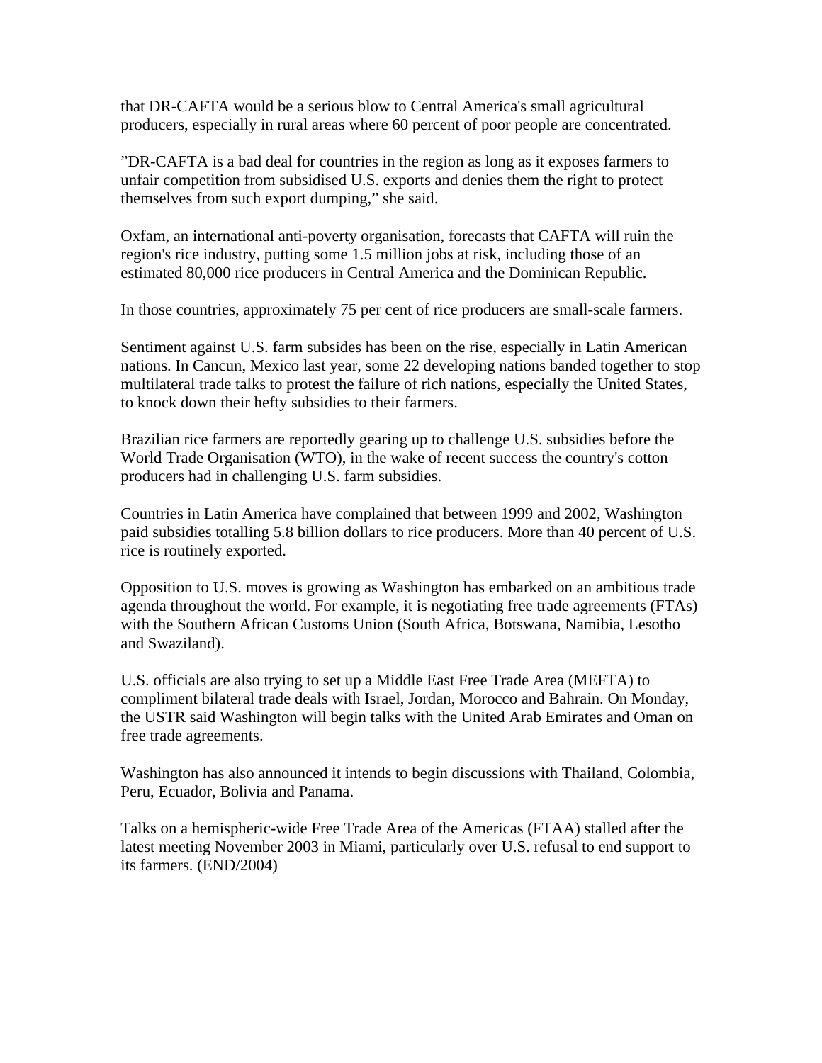that DR-CAFTA would be a serious blow to Central America's small agricultural producers, especially in rural areas where 60 percent of poor people are concentrated.

”DR-CAFTA is a bad deal for countries in the region as long as it exposes farmers to unfair competition from subsidised U.S. exports and denies them the right to protect themselves from such export dumping,” she said.

Oxfam, an international anti-poverty organisation, forecasts that CAFTA will ruin the region's rice industry, putting some 1.5 million jobs at risk, including those of an estimated 80,000 rice producers in Central America and the Dominican Republic.

In those countries, approximately 75 per cent of rice producers are small-scale farmers.

Sentiment against U.S. farm subsides has been on the rise, especially in Latin American nations. In Cancun, Mexico last year, some 22 developing nations banded together to stop multilateral trade talks to protest the failure of rich nations, especially the United States, to knock down their hefty subsidies to their farmers.

Brazilian rice farmers are reportedly gearing up to challenge U.S. subsidies before the World Trade Organisation (WTO), in the wake of recent success the country's cotton producers had in challenging U.S. farm subsidies.

Countries in Latin America have complained that between 1999 and 2002, Washington paid subsidies totalling 5.8 billion dollars to rice producers. More than 40 percent of U.S. rice is routinely exported.

Opposition to U.S. moves is growing as Washington has embarked on an ambitious trade agenda throughout the world. For example, it is negotiating free trade agreements (FTAs) with the Southern African Customs Union (South Africa, Botswana, Namibia, Lesotho and Swaziland).

U.S. officials are also trying to set up a Middle East Free Trade Area (MEFTA) to compliment bilateral trade deals with Israel, Jordan, Morocco and Bahrain. On Monday, the USTR said Washington will begin talks with the United Arab Emirates and Oman on free trade agreements.

Washington has also announced it intends to begin discussions with Thailand, Colombia, Peru, Ecuador, Bolivia and Panama.

Talks on a hemispheric-wide Free Trade Area of the Americas (FTAA) stalled after the latest meeting November 2003 in Miami, particularly over U.S. refusal to end support to its farmers. (END/2004)